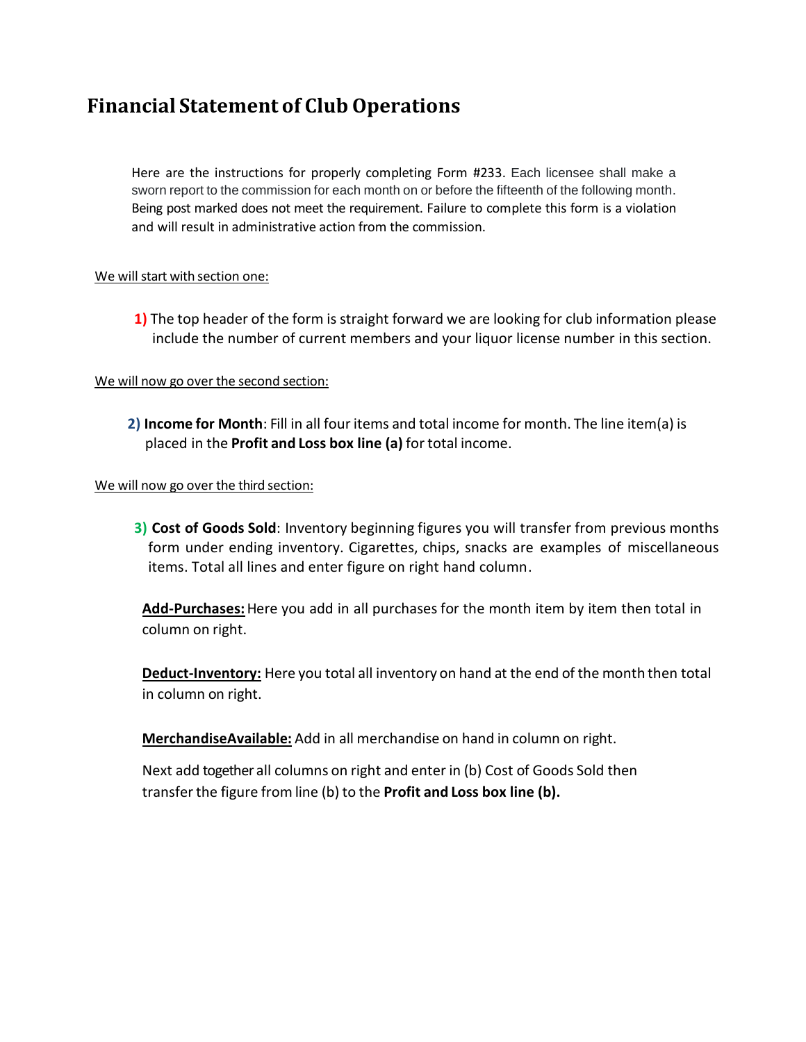# Financial Statement of Club Operations

Here are the instructions for properly completing Form #233. Each licensee shall make a sworn report to the commission for each month on or before the fifteenth of the following month. Being post marked does not meet the requirement. Failure to complete this form is a violation and will result in administrative action from the commission.

We will start with section one:

**1)** The top header of the form is straight forward we are looking for club information please include the number of current members and your liquor license number in this section.

We will now go over the second section:

**2) Income for Month**: Fill in all four items and total income for month. The line item(a) is placed in the **Profit and Loss box line (a)** for total income.

We will now go over the third section:

**3) Cost of Goods Sold**: Inventory beginning figures you will transfer from previous months form under ending inventory. Cigarettes, chips, snacks are examples of miscellaneous items. Total all lines and enter figure on right hand column.

**Add-Purchases:** Here you add in all purchases for the month item by item then total in column on right.

**Deduct-Inventory:** Here you total all inventory on hand at the end of the month then total in column on right.

**MerchandiseAvailable:** Add in all merchandise on hand in column on right.

Next add together all columns on right and enter in (b) Cost of Goods Sold then transfer the figure from line (b) to the **Profit and Loss box line (b).**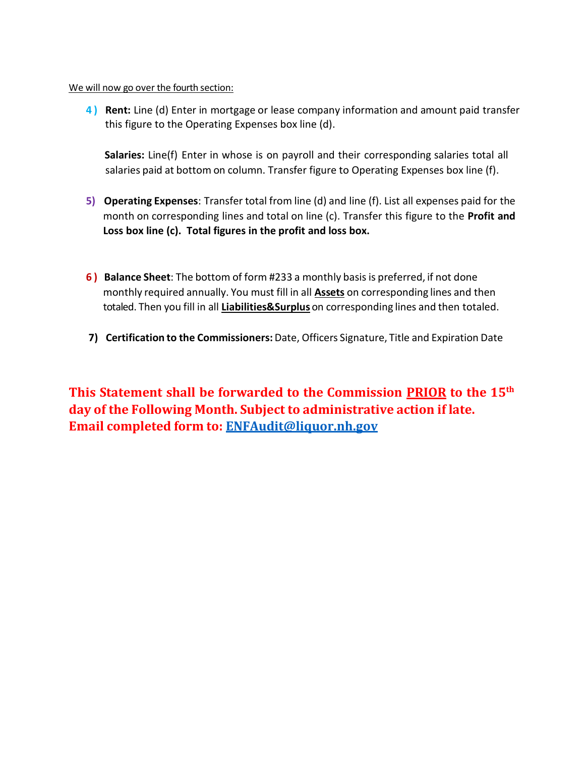We will now go over the fourth section:

4) **Rent:** Line (d) Enter in mortgage or lease company information and amount paid transfer this figure to the Operating Expenses box line (d).

   **Salaries:** Line(f) Enter in whose is on payroll and their corresponding salaries total all salaries paid at bottom on column. Transfer figure to Operating Expenses box line (f).

5) **Operating Expenses**: Transfer total from line (d) and line (f). List all expenses paid for the month on corresponding lines and total on line (c). Transfer this figure to the **Profit and Loss box line (c). Total figures in the profit and loss box.**

6) **Balance Sheet**: The bottom of form #233 a monthly basis is preferred, if not done monthly required annually. You must fill in all **Assets** on corresponding lines and then totaled. Then you fill in all **Liabilities&Surplus** on corresponding lines and then totaled.

7) **Certification to the Commissioners:** Date, Officers Signature, Title and Expiration Date

**This Statement shall be forwarded to the Commission PRIOR to the 15th day of the Following Month. Subject to administrative action if late.**
**Email completed form to: ENFAudit@liquor.nh.gov**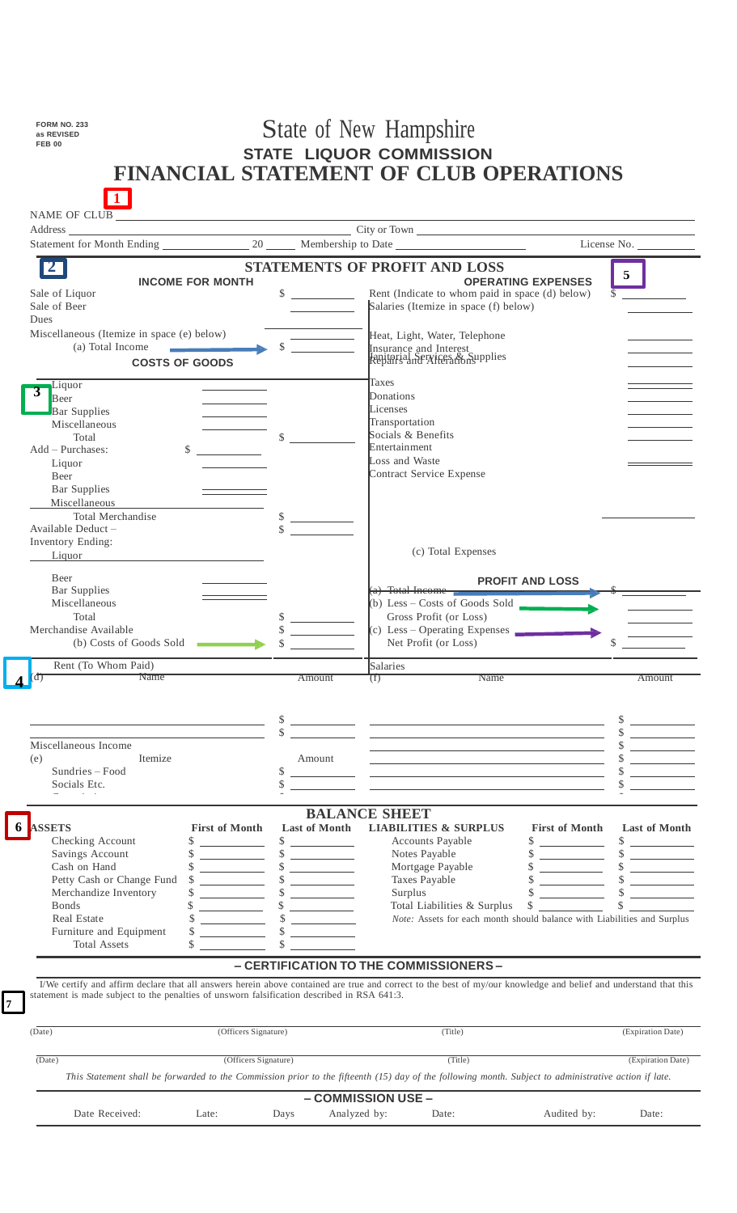FORM NO. 233
as REVISED
FEB 00

# State of New Hampshire

## STATE LIQUOR COMMISSION

# FINANCIAL STATEMENT OF CLUB OPERATIONS

1

NAME OF CLUB ____________________

Address ____________________ City or Town ____________________

Statement for Month Ending ____________ 20 ____ Membership to Date ____________ License No. ________

2

## STATEMENTS OF PROFIT AND LOSS

5

| INCOME FOR MONTH | | | OPERATING EXPENSES | |
|---|---|---|---|---|
| Sale of Liquor | | $ | Rent (Indicate to whom paid in space (d) below) | $ |
| Sale of Beer | | | Salaries (Itemize in space (f) below) | |
| Dues | | | | |
| Miscellaneous (Itemize in space (e) below) | | | Heat, Light, Water, Telephone | |
| (a) Total Income | | $ | Insurance and Interest | |
| **COSTS OF GOODS** | | | Repairs and Alterations | |
| | | | Janitorial Services & Supplies | |
| Liquor | | | Taxes | |
| Beer | | | Donations | |
| Bar Supplies | | | Licenses | |
| Miscellaneous | | | Transportation | |
| Total | | $ | Socials & Benefits | |
| Add – Purchases: | $ | | Entertainment | |
| Liquor | | | Loss and Waste | |
| Beer | | | Contract Service Expense | |
| Bar Supplies | | | | |
| Miscellaneous | | | | |
| Total Merchandise | | $ | | |
| Available Deduct – | | $ | | |
| Inventory Ending: | | | | |
| Liquor | | | (c) Total Expenses | |
| | | | **PROFIT AND LOSS** | |
| Beer | | | (a) Total Income | $ |
| Bar Supplies | | | (b) Less – Costs of Goods Sold | |
| Miscellaneous | | | Gross Profit (or Loss) | |
| Total | | $ | (c) Less – Operating Expenses | |
| Merchandise Available | | $ | Net Profit (or Loss) | $ |
| (b) Costs of Goods Sold | | $ | | |

3

4

| Rent (To Whom Paid) (d) Name | Amount | Salaries (f) Name | Amount |
|---|---|---|---|
| | $ | | $ |
| | $ | | $ |
| Miscellaneous Income | | | $ |
| (e) Itemize | Amount | | $ |
| Sundries – Food | $ | | $ |
| Socials Etc. | $ | | $ |

## BALANCE SHEET

6

| ASSETS | First of Month | Last of Month | LIABILITIES & SURPLUS | First of Month | Last of Month |
|---|---|---|---|---|---|
| Checking Account | $ | $ | Accounts Payable | $ | $ |
| Savings Account | $ | $ | Notes Payable | $ | $ |
| Cash on Hand | $ | $ | Mortgage Payable | $ | $ |
| Petty Cash or Change Fund | $ | $ | Taxes Payable | $ | $ |
| Merchandize Inventory | $ | $ | Surplus | $ | $ |
| Bonds | $ | $ | Total Liabilities & Surplus | $ | $ |
| Real Estate | $ | $ | | | |
| Furniture and Equipment | $ | $ | | | |
| Total Assets | $ | $ | | | |

*Note: Assets for each month should balance with Liabilities and Surplus*

## – CERTIFICATION TO THE COMMISSIONERS –

7

I/We certify and affirm declare that all answers herein above contained are true and correct to the best of my/our knowledge and belief and understand that this statement is made subject to the penalties of unsworn falsification described in RSA 641:3.

| (Date) | (Officers Signature) | (Title) | (Expiration Date) |
|---|---|---|---|
| (Date) | (Officers Signature) | (Title) | (Expiration Date) |

*This Statement shall be forwarded to the Commission prior to the fifteenth (15) day of the following month. Subject to administrative action if late.*

## – COMMISSION USE –

Date Received: ______ Late: ______ Days ______ Analyzed by: ______ Date: ______ Audited by: ______ Date: ______